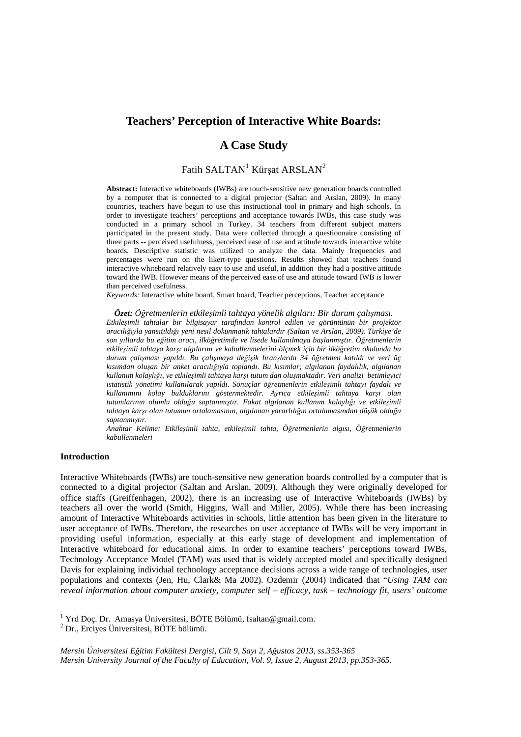# Teachers' Perception of Interactive White Boards:

# A Case Study

Fatih SALTAN[1] Kürşat ARSLAN[2]

**Abstract:** Interactive whiteboards (IWBs) are touch-sensitive new generation boards controlled by a computer that is connected to a digital projector (Saltan and Arslan, 2009). In many countries, teachers have begun to use this instructional tool in primary and high schools. In order to investigate teachers' perceptions and acceptance towards IWBs, this case study was conducted in a primary school in Turkey. 34 teachers from different subject matters participated in the present study. Data were collected through a questionnaire consisting of three parts -- perceived usefulness, perceived ease of use and attitude towards interactive white boards. Descriptive statistic was utilized to analyze the data. Mainly frequencies and percentages were run on the likert-type questions. Results showed that teachers found interactive whiteboard relatively easy to use and useful, in addition they had a positive attitude toward the IWB. However means of the perceived ease of use and attitude toward IWB is lower than perceived usefulness.

*Keywords:* Interactive white board, Smart board, Teacher perceptions, Teacher acceptance

***Özet:*** *Öğretmenlerin etkileşimli tahtaya yönelik algıları: Bir durum çalışması. Etkileşimli tahtalar bir bilgisayar tarafından kontrol edilen ve görüntünün bir projektör aracılığıyla yansıtıldığı yeni nesil dokunmatik tahtalardır (Saltan ve Arslan, 2009). Türkiye'de son yıllarda bu eğitim aracı, ilköğretimde ve lisede kullanılmaya başlanmıştır. Öğretmenlerin etkileşimli tahtaya karşı algılarını ve kabullenmelerini ölçmek için bir ilköğretim okulunda bu durum çalışması yapıldı. Bu çalışmaya değişik branşlarda 34 öğretmen katıldı ve veri üç kısımdan oluşan bir anket aracılığıyla toplandı. Bu kısımlar; algılanan faydalılık, algılanan kullanım kolaylığı, ve etkileşimli tahtaya karşı tutum dan oluşmaktadır. Veri analizi betimleyici istatistik yönetimi kullanılarak yapıldı. Sonuçlar öğretmenlerin etkileşimli tahtayı faydalı ve kullanımını kolay bulduklarını göstermektedir. Ayrıca etkileşimli tahtaya karşı olan tutumlarının olumlu olduğu saptanmıştır. Fakat algılanan kullanım kolaylığı ve etkileşimli tahtaya karşı olan tutumun ortalamasının, algılanan yararlılığın ortalamasından düşük olduğu saptanmıştır.*

*Anahtar Kelime: Etkileşimli tahta, etkileşimli tahta, Öğretmenlerin algısı, Öğretmenlerin kabullenmeleri*

## Introduction

Interactive Whiteboards (IWBs) are touch-sensitive new generation boards controlled by a computer that is connected to a digital projector (Saltan and Arslan, 2009). Although they were originally developed for office staffs (Greiffenhagen, 2002), there is an increasing use of Interactive Whiteboards (IWBs) by teachers all over the world (Smith, Higgins, Wall and Miller, 2005). While there has been increasing amount of Interactive Whiteboards activities in schools, little attention has been given in the literature to user acceptance of IWBs. Therefore, the researches on user acceptance of IWBs will be very important in providing useful information, especially at this early stage of development and implementation of Interactive whiteboard for educational aims. In order to examine teachers' perceptions toward IWBs, Technology Acceptance Model (TAM) was used that is widely accepted model and specifically designed Davis for explaining individual technology acceptance decisions across a wide range of technologies, user populations and contexts (Jen, Hu, Clark& Ma 2002). Ozdemir (2004) indicated that "*Using TAM can reveal information about computer anxiety, computer self – efficacy, task – technology fit, users' outcome*

[1] Yrd Doç. Dr. Amasya Üniversitesi, BÖTE Bölümü, fsaltan@gmail.com.

[2] Dr., Erciyes Üniversitesi, BÖTE bölümü.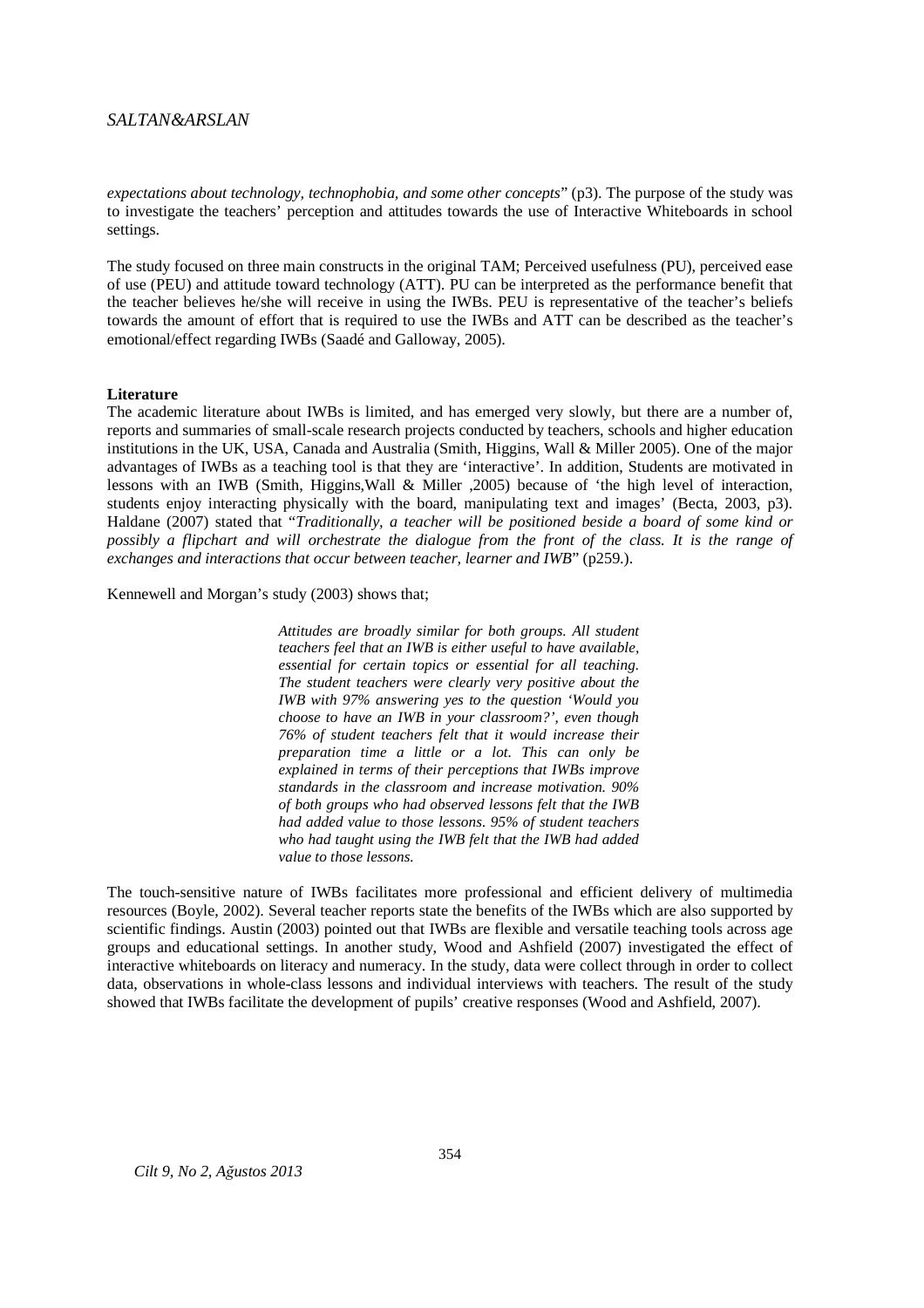*expectations about technology, technophobia, and some other concepts*" (p3). The purpose of the study was to investigate the teachers' perception and attitudes towards the use of Interactive Whiteboards in school settings.

The study focused on three main constructs in the original TAM; Perceived usefulness (PU), perceived ease of use (PEU) and attitude toward technology (ATT). PU can be interpreted as the performance benefit that the teacher believes he/she will receive in using the IWBs. PEU is representative of the teacher's beliefs towards the amount of effort that is required to use the IWBs and ATT can be described as the teacher's emotional/effect regarding IWBs (Saadé and Galloway, 2005).

**Literature**

The academic literature about IWBs is limited, and has emerged very slowly, but there are a number of, reports and summaries of small-scale research projects conducted by teachers, schools and higher education institutions in the UK, USA, Canada and Australia (Smith, Higgins, Wall & Miller 2005). One of the major advantages of IWBs as a teaching tool is that they are 'interactive'. In addition, Students are motivated in lessons with an IWB (Smith, Higgins,Wall & Miller ,2005) because of 'the high level of interaction, students enjoy interacting physically with the board, manipulating text and images' (Becta, 2003, p3). Haldane (2007) stated that "*Traditionally, a teacher will be positioned beside a board of some kind or possibly a flipchart and will orchestrate the dialogue from the front of the class. It is the range of exchanges and interactions that occur between teacher, learner and IWB*" (p259.).

Kennewell and Morgan's study (2003) shows that;

> *Attitudes are broadly similar for both groups. All student teachers feel that an IWB is either useful to have available, essential for certain topics or essential for all teaching. The student teachers were clearly very positive about the IWB with 97% answering yes to the question 'Would you choose to have an IWB in your classroom?', even though 76% of student teachers felt that it would increase their preparation time a little or a lot. This can only be explained in terms of their perceptions that IWBs improve standards in the classroom and increase motivation. 90% of both groups who had observed lessons felt that the IWB had added value to those lessons. 95% of student teachers who had taught using the IWB felt that the IWB had added value to those lessons.*

The touch-sensitive nature of IWBs facilitates more professional and efficient delivery of multimedia resources (Boyle, 2002). Several teacher reports state the benefits of the IWBs which are also supported by scientific findings. Austin (2003) pointed out that IWBs are flexible and versatile teaching tools across age groups and educational settings. In another study, Wood and Ashfield (2007) investigated the effect of interactive whiteboards on literacy and numeracy. In the study, data were collect through in order to collect data, observations in whole-class lessons and individual interviews with teachers. The result of the study showed that IWBs facilitate the development of pupils' creative responses (Wood and Ashfield, 2007).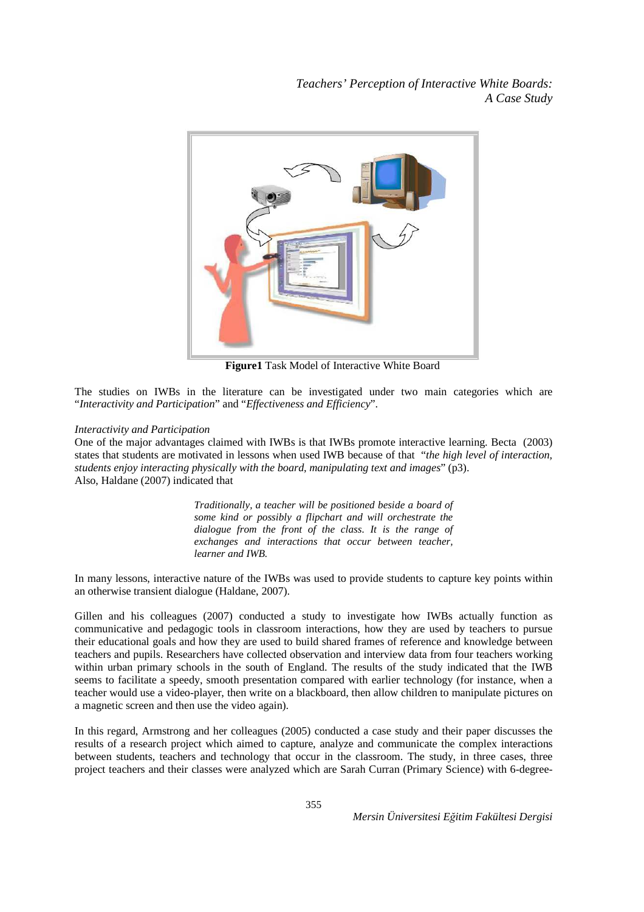**Figure1** Task Model of Interactive White Board

The studies on IWBs in the literature can be investigated under two main categories which are "*Interactivity and Participation*" and "*Effectiveness and Efficiency*".

*Interactivity and Participation*

One of the major advantages claimed with IWBs is that IWBs promote interactive learning. Becta (2003) states that students are motivated in lessons when used IWB because of that "*the high level of interaction, students enjoy interacting physically with the board, manipulating text and images*" (p3).

Also, Haldane (2007) indicated that

> *Traditionally, a teacher will be positioned beside a board of some kind or possibly a flipchart and will orchestrate the dialogue from the front of the class. It is the range of exchanges and interactions that occur between teacher, learner and IWB.*

In many lessons, interactive nature of the IWBs was used to provide students to capture key points within an otherwise transient dialogue (Haldane, 2007).

Gillen and his colleagues (2007) conducted a study to investigate how IWBs actually function as communicative and pedagogic tools in classroom interactions, how they are used by teachers to pursue their educational goals and how they are used to build shared frames of reference and knowledge between teachers and pupils. Researchers have collected observation and interview data from four teachers working within urban primary schools in the south of England. The results of the study indicated that the IWB seems to facilitate a speedy, smooth presentation compared with earlier technology (for instance, when a teacher would use a video-player, then write on a blackboard, then allow children to manipulate pictures on a magnetic screen and then use the video again).

In this regard, Armstrong and her colleagues (2005) conducted a case study and their paper discusses the results of a research project which aimed to capture, analyze and communicate the complex interactions between students, teachers and technology that occur in the classroom. The study, in three cases, three project teachers and their classes were analyzed which are Sarah Curran (Primary Science) with 6-degree-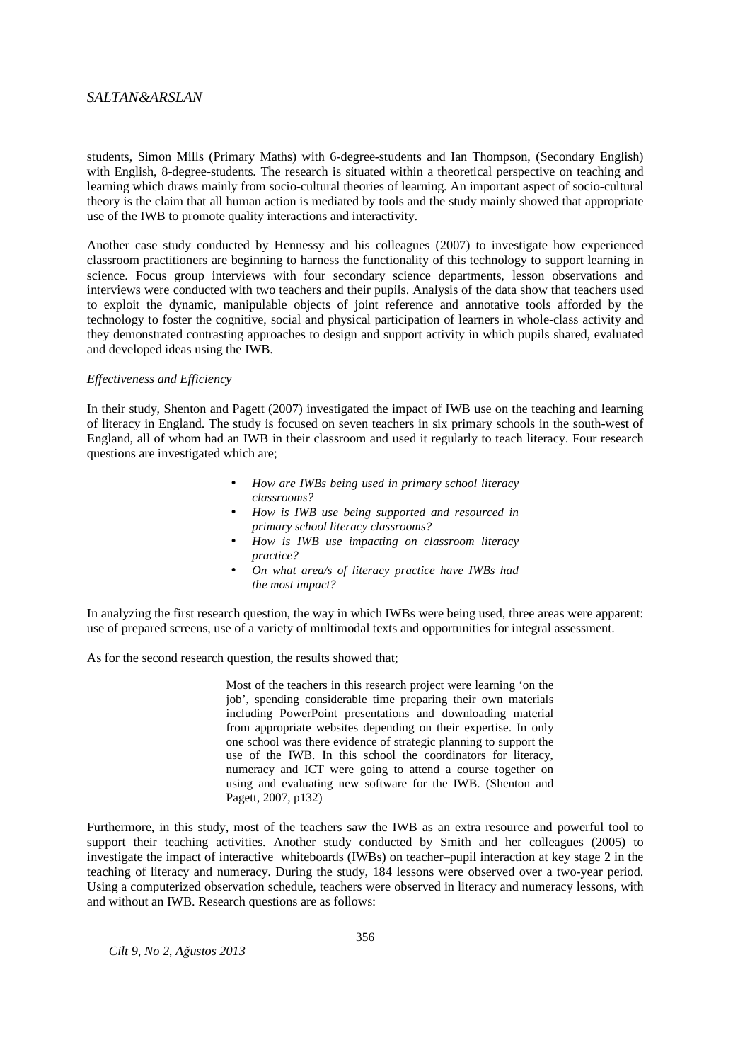students, Simon Mills (Primary Maths) with 6-degree-students and Ian Thompson, (Secondary English) with English, 8-degree-students. The research is situated within a theoretical perspective on teaching and learning which draws mainly from socio-cultural theories of learning. An important aspect of socio-cultural theory is the claim that all human action is mediated by tools and the study mainly showed that appropriate use of the IWB to promote quality interactions and interactivity.

Another case study conducted by Hennessy and his colleagues (2007) to investigate how experienced classroom practitioners are beginning to harness the functionality of this technology to support learning in science. Focus group interviews with four secondary science departments, lesson observations and interviews were conducted with two teachers and their pupils. Analysis of the data show that teachers used to exploit the dynamic, manipulable objects of joint reference and annotative tools afforded by the technology to foster the cognitive, social and physical participation of learners in whole-class activity and they demonstrated contrasting approaches to design and support activity in which pupils shared, evaluated and developed ideas using the IWB.

*Effectiveness and Efficiency*

In their study, Shenton and Pagett (2007) investigated the impact of IWB use on the teaching and learning of literacy in England. The study is focused on seven teachers in six primary schools in the south-west of England, all of whom had an IWB in their classroom and used it regularly to teach literacy. Four research questions are investigated which are;

- *How are IWBs being used in primary school literacy classrooms?*
- *How is IWB use being supported and resourced in primary school literacy classrooms?*
- *How is IWB use impacting on classroom literacy practice?*
- *On what area/s of literacy practice have IWBs had the most impact?*

In analyzing the first research question, the way in which IWBs were being used, three areas were apparent: use of prepared screens, use of a variety of multimodal texts and opportunities for integral assessment.

As for the second research question, the results showed that;

> Most of the teachers in this research project were learning 'on the job', spending considerable time preparing their own materials including PowerPoint presentations and downloading material from appropriate websites depending on their expertise. In only one school was there evidence of strategic planning to support the use of the IWB. In this school the coordinators for literacy, numeracy and ICT were going to attend a course together on using and evaluating new software for the IWB. (Shenton and Pagett, 2007, p132)

Furthermore, in this study, most of the teachers saw the IWB as an extra resource and powerful tool to support their teaching activities. Another study conducted by Smith and her colleagues (2005) to investigate the impact of interactive whiteboards (IWBs) on teacher–pupil interaction at key stage 2 in the teaching of literacy and numeracy. During the study, 184 lessons were observed over a two-year period. Using a computerized observation schedule, teachers were observed in literacy and numeracy lessons, with and without an IWB. Research questions are as follows: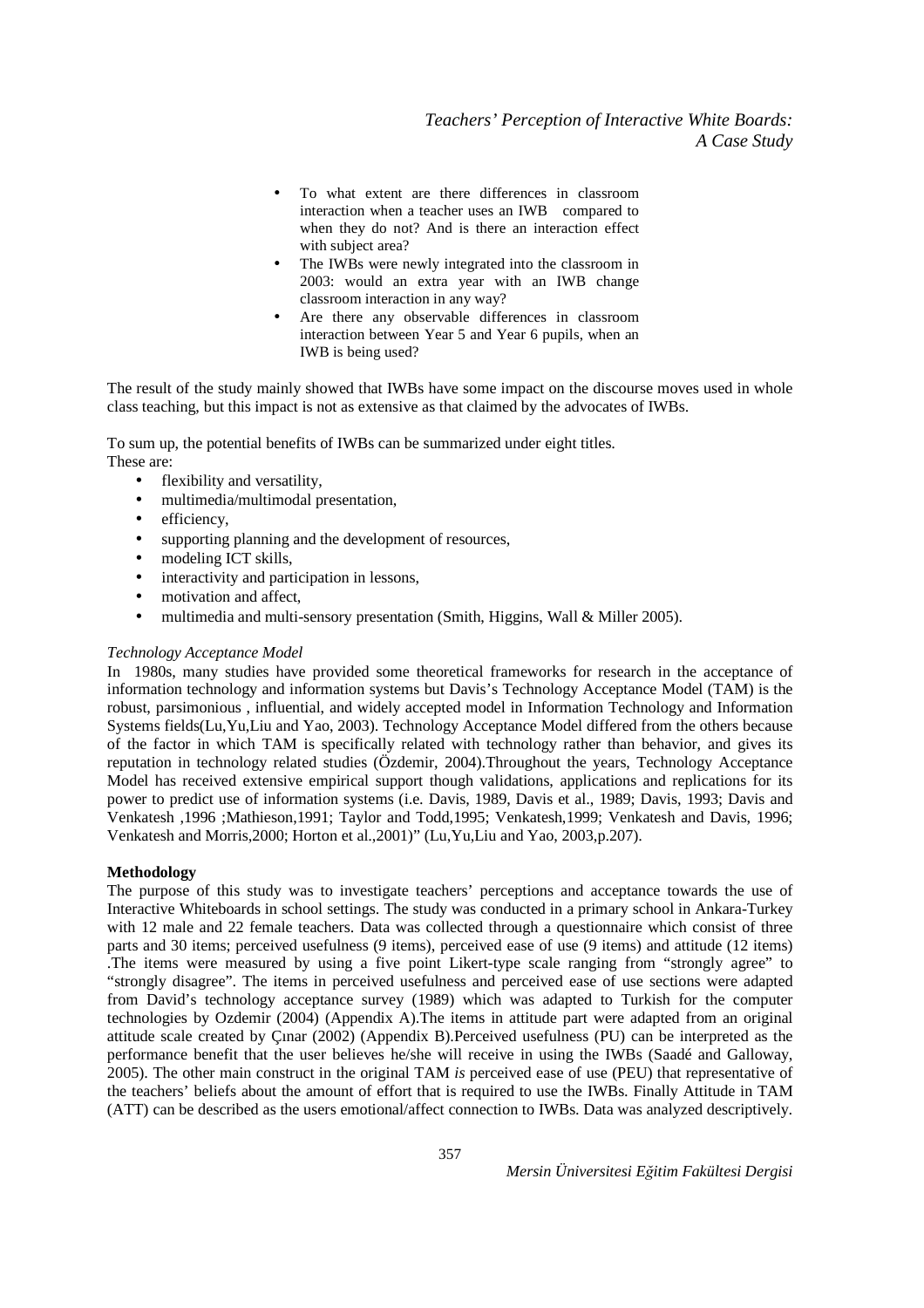- To what extent are there differences in classroom interaction when a teacher uses an IWB compared to when they do not? And is there an interaction effect with subject area?
- The IWBs were newly integrated into the classroom in 2003: would an extra year with an IWB change classroom interaction in any way?
- Are there any observable differences in classroom interaction between Year 5 and Year 6 pupils, when an IWB is being used?

The result of the study mainly showed that IWBs have some impact on the discourse moves used in whole class teaching, but this impact is not as extensive as that claimed by the advocates of IWBs.

To sum up, the potential benefits of IWBs can be summarized under eight titles.
These are:

- flexibility and versatility,
- multimedia/multimodal presentation,
- efficiency,
- supporting planning and the development of resources,
- modeling ICT skills,
- interactivity and participation in lessons,
- motivation and affect,
- multimedia and multi-sensory presentation (Smith, Higgins, Wall & Miller 2005).

*Technology Acceptance Model*

In 1980s, many studies have provided some theoretical frameworks for research in the acceptance of information technology and information systems but Davis's Technology Acceptance Model (TAM) is the robust, parsimonious , influential, and widely accepted model in Information Technology and Information Systems fields(Lu,Yu,Liu and Yao, 2003). Technology Acceptance Model differed from the others because of the factor in which TAM is specifically related with technology rather than behavior, and gives its reputation in technology related studies (Özdemir, 2004).Throughout the years, Technology Acceptance Model has received extensive empirical support though validations, applications and replications for its power to predict use of information systems (i.e. Davis, 1989, Davis et al., 1989; Davis, 1993; Davis and Venkatesh ,1996 ;Mathieson,1991; Taylor and Todd,1995; Venkatesh,1999; Venkatesh and Davis, 1996; Venkatesh and Morris,2000; Horton et al.,2001)" (Lu,Yu,Liu and Yao, 2003,p.207).

**Methodology**

The purpose of this study was to investigate teachers' perceptions and acceptance towards the use of Interactive Whiteboards in school settings. The study was conducted in a primary school in Ankara-Turkey with 12 male and 22 female teachers. Data was collected through a questionnaire which consist of three parts and 30 items; perceived usefulness (9 items), perceived ease of use (9 items) and attitude (12 items) .The items were measured by using a five point Likert-type scale ranging from "strongly agree" to "strongly disagree". The items in perceived usefulness and perceived ease of use sections were adapted from David's technology acceptance survey (1989) which was adapted to Turkish for the computer technologies by Ozdemir (2004) (Appendix A).The items in attitude part were adapted from an original attitude scale created by Çınar (2002) (Appendix B).Perceived usefulness (PU) can be interpreted as the performance benefit that the user believes he/she will receive in using the IWBs (Saadé and Galloway, 2005). The other main construct in the original TAM *is* perceived ease of use (PEU) that representative of the teachers' beliefs about the amount of effort that is required to use the IWBs. Finally Attitude in TAM (ATT) can be described as the users emotional/affect connection to IWBs. Data was analyzed descriptively.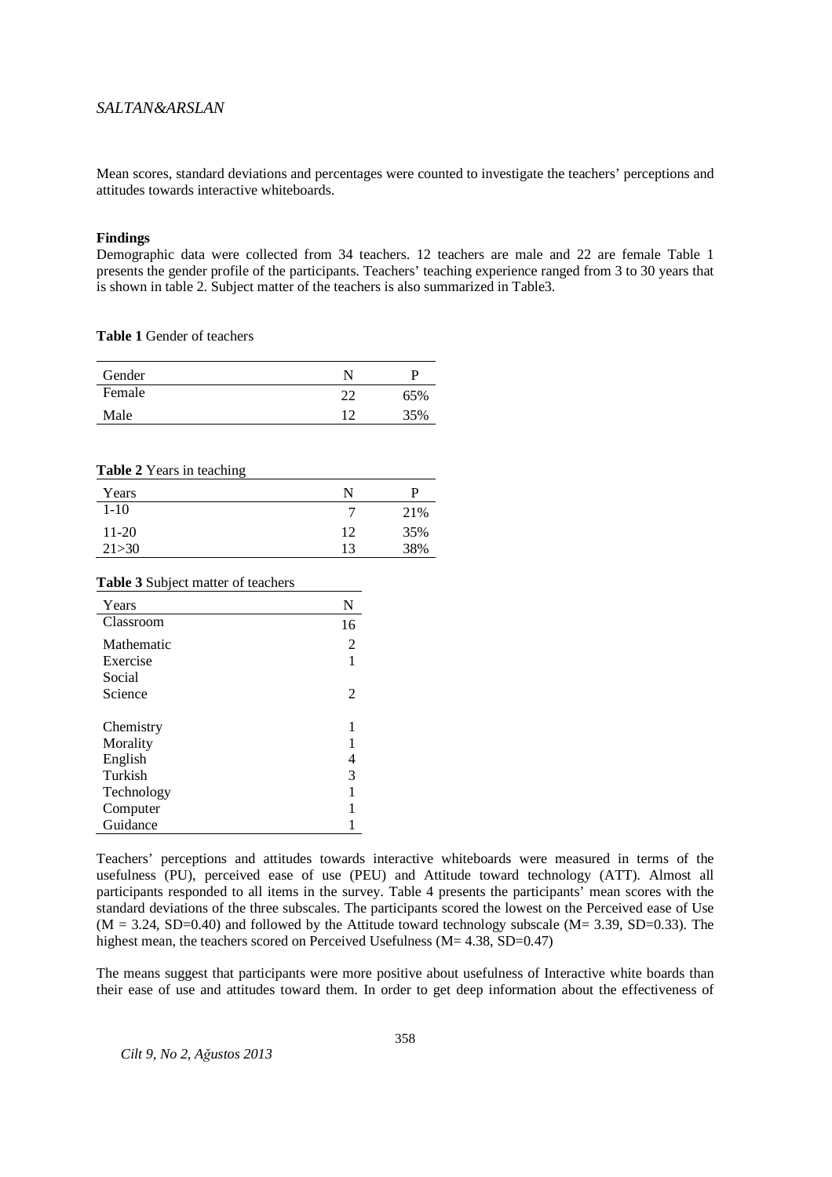Mean scores, standard deviations and percentages were counted to investigate the teachers' perceptions and attitudes towards interactive whiteboards.

### Findings

Demographic data were collected from 34 teachers. 12 teachers are male and 22 are female Table 1 presents the gender profile of the participants. Teachers' teaching experience ranged from 3 to 30 years that is shown in table 2. Subject matter of the teachers is also summarized in Table3.

**Table 1** Gender of teachers

| Gender | N | P |
|---|---|---|
| Female | 22 | 65% |
| Male | 12 | 35% |

**Table 2** Years in teaching

| Years | N | P |
|---|---|---|
| 1-10 | 7 | 21% |
| 11-20 | 12 | 35% |
| 21>30 | 13 | 38% |

**Table 3** Subject matter of teachers

| Years | N |
|---|---|
| Classroom | 16 |
| Mathematic | 2 |
| Exercise | 1 |
| Social Science | 2 |
| Chemistry | 1 |
| Morality | 1 |
| English | 4 |
| Turkish | 3 |
| Technology | 1 |
| Computer | 1 |
| Guidance | 1 |

Teachers' perceptions and attitudes towards interactive whiteboards were measured in terms of the usefulness (PU), perceived ease of use (PEU) and Attitude toward technology (ATT). Almost all participants responded to all items in the survey. Table 4 presents the participants' mean scores with the standard deviations of the three subscales. The participants scored the lowest on the Perceived ease of Use (M = 3.24, SD=0.40) and followed by the Attitude toward technology subscale (M= 3.39, SD=0.33). The highest mean, the teachers scored on Perceived Usefulness (M= 4.38, SD=0.47)

The means suggest that participants were more positive about usefulness of Interactive white boards than their ease of use and attitudes toward them. In order to get deep information about the effectiveness of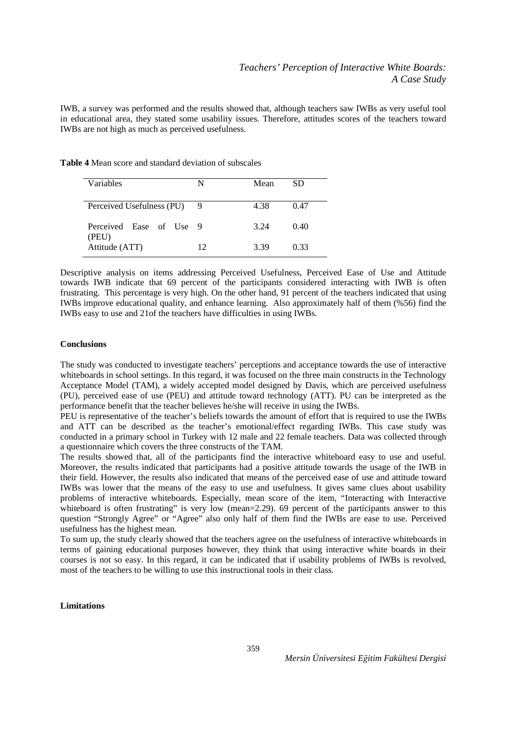IWB, a survey was performed and the results showed that, although teachers saw IWBs as very useful tool in educational area, they stated some usability issues. Therefore, attitudes scores of the teachers toward IWBs are not high as much as perceived usefulness.

**Table 4** Mean score and standard deviation of subscales

| Variables | N | Mean | SD |
|---|---|---|---|
| Perceived Usefulness (PU) | 9 | 4.38 | 0.47 |
| Perceived Ease of Use (PEU) | 9 | 3.24 | 0.40 |
| Attitude (ATT) | 12 | 3.39 | 0.33 |

Descriptive analysis on items addressing Perceived Usefulness, Perceived Ease of Use and Attitude towards IWB indicate that 69 percent of the participants considered interacting with IWB is often frustrating. This percentage is very high. On the other hand, 91 percent of the teachers indicated that using IWBs improve educational quality, and enhance learning. Also approximately half of them (%56) find the IWBs easy to use and 21of the teachers have difficulties in using IWBs.

**Conclusions**

The study was conducted to investigate teachers' perceptions and acceptance towards the use of interactive whiteboards in school settings. In this regard, it was focused on the three main constructs in the Technology Acceptance Model (TAM), a widely accepted model designed by Davis, which are perceived usefulness (PU), perceived ease of use (PEU) and attitude toward technology (ATT). PU can be interpreted as the performance benefit that the teacher believes he/she will receive in using the IWBs.

PEU is representative of the teacher's beliefs towards the amount of effort that is required to use the IWBs and ATT can be described as the teacher's emotional/effect regarding IWBs. This case study was conducted in a primary school in Turkey with 12 male and 22 female teachers. Data was collected through a questionnaire which covers the three constructs of the TAM.

The results showed that, all of the participants find the interactive whiteboard easy to use and useful. Moreover, the results indicated that participants had a positive attitude towards the usage of the IWB in their field. However, the results also indicated that means of the perceived ease of use and attitude toward IWBs was lower that the means of the easy to use and usefulness. It gives same clues about usability problems of interactive whiteboards. Especially, mean score of the item, "Interacting with Interactive whiteboard is often frustrating" is very low (mean=2.29). 69 percent of the participants answer to this question "Strongly Agree" or "Agree" also only half of them find the IWBs are ease to use. Perceived usefulness has the highest mean.

To sum up, the study clearly showed that the teachers agree on the usefulness of interactive whiteboards in terms of gaining educational purposes however, they think that using interactive white boards in their courses is not so easy. In this regard, it can be indicated that if usability problems of IWBs is revolved, most of the teachers to be willing to use this instructional tools in their class.

**Limitations**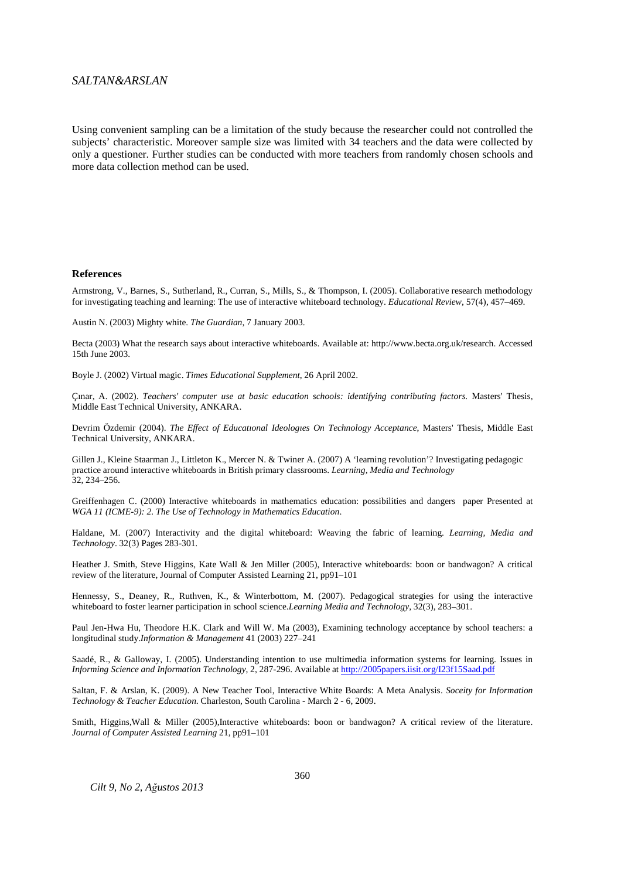Using convenient sampling can be a limitation of the study because the researcher could not controlled the subjects' characteristic. Moreover sample size was limited with 34 teachers and the data were collected by only a questioner. Further studies can be conducted with more teachers from randomly chosen schools and more data collection method can be used.

## References

Armstrong, V., Barnes, S., Sutherland, R., Curran, S., Mills, S., & Thompson, I. (2005). Collaborative research methodology for investigating teaching and learning: The use of interactive whiteboard technology. *Educational Review*, 57(4), 457–469.

Austin N. (2003) Mighty white. *The Guardian*, 7 January 2003.

Becta (2003) What the research says about interactive whiteboards. Available at: http://www.becta.org.uk/research. Accessed 15th June 2003.

Boyle J. (2002) Virtual magic. *Times Educational Supplement*, 26 April 2002.

Çınar, A. (2002). *Teachers' computer use at basic education schools: identifying contributing factors.* Masters' Thesis, Middle East Technical University, ANKARA.

Devrim Özdemir (2004). *The Effect of Educatıonal Ideologıes On Technology Acceptance*, Masters' Thesis, Middle East Technical University, ANKARA.

Gillen J., Kleine Staarman J., Littleton K., Mercer N. & Twiner A. (2007) A 'learning revolution'? Investigating pedagogic practice around interactive whiteboards in British primary classrooms. *Learning, Media and Technology* 32, 234–256.

Greiffenhagen C. (2000) Interactive whiteboards in mathematics education: possibilities and dangers paper Presented at *WGA 11 (ICME-9): 2. The Use of Technology in Mathematics Education*.

Haldane, M. (2007) Interactivity and the digital whiteboard: Weaving the fabric of learning. *Learning, Media and Technology*. 32(3) Pages 283-301.

Heather J. Smith, Steve Higgins, Kate Wall & Jen Miller (2005), Interactive whiteboards: boon or bandwagon? A critical review of the literature, Journal of Computer Assisted Learning 21, pp91–101

Hennessy, S., Deaney, R., Ruthven, K., & Winterbottom, M. (2007). Pedagogical strategies for using the interactive whiteboard to foster learner participation in school science.*Learning Media and Technology*, 32(3), 283–301.

Paul Jen-Hwa Hu, Theodore H.K. Clark and Will W. Ma (2003), Examining technology acceptance by school teachers: a longitudinal study.*Information & Management* 41 (2003) 227–241

Saadé, R., & Galloway, I. (2005). Understanding intention to use multimedia information systems for learning. Issues in *Informing Science and Information Technology*, 2, 287-296. Available at http://2005papers.iisit.org/I23f15Saad.pdf

Saltan, F. & Arslan, K. (2009). A New Teacher Tool, Interactive White Boards: A Meta Analysis. *Soceity for Information Technology & Teacher Education*. Charleston, South Carolina - March 2 - 6, 2009.

Smith, Higgins,Wall & Miller (2005),Interactive whiteboards: boon or bandwagon? A critical review of the literature. *Journal of Computer Assisted Learning* 21, pp91–101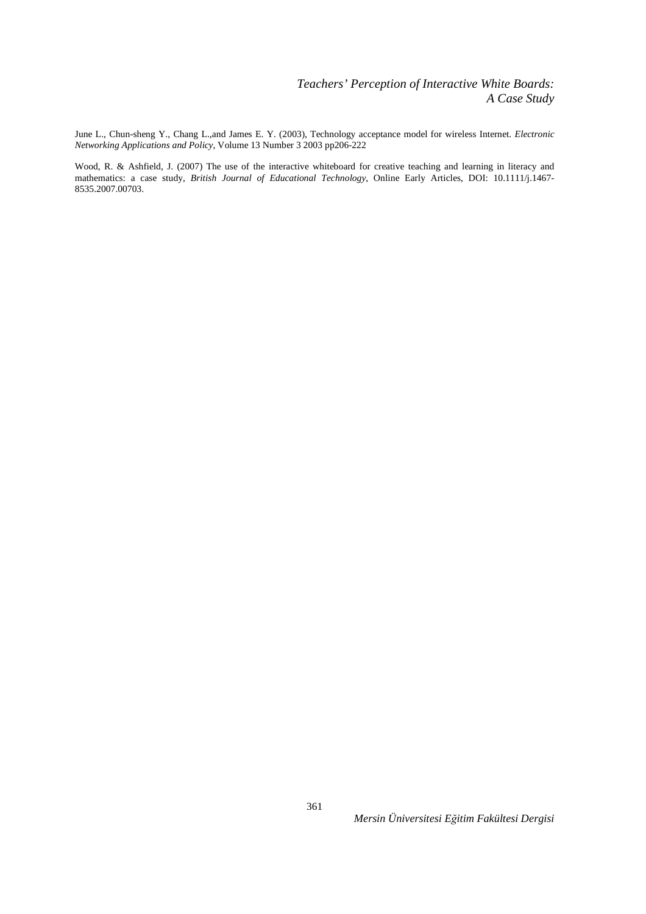June L., Chun-sheng Y., Chang L.,and James E. Y. (2003), Technology acceptance model for wireless Internet. *Electronic Networking Applications and Policy*, Volume 13 Number 3 2003 pp206-222

Wood, R. & Ashfield, J. (2007) The use of the interactive whiteboard for creative teaching and learning in literacy and mathematics: a case study, *British Journal of Educational Technology*, Online Early Articles, DOI: 10.1111/j.1467-8535.2007.00703.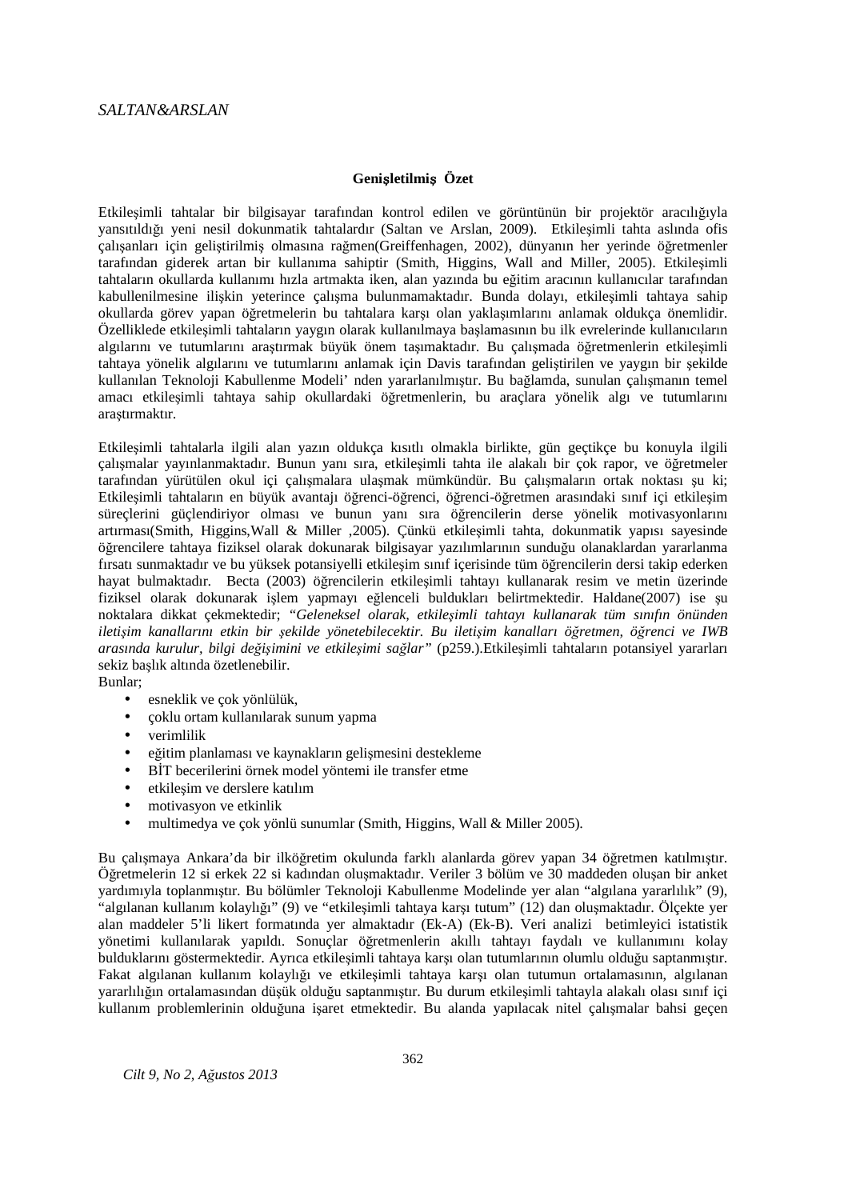**Genişletilmiş Özet**

Etkileşimli tahtalar bir bilgisayar tarafından kontrol edilen ve görüntünün bir projektör aracılığıyla yansıtıldığı yeni nesil dokunmatik tahtalardır (Saltan ve Arslan, 2009). Etkileşimli tahta aslında ofis çalışanları için geliştirilmiş olmasına rağmen(Greiffenhagen, 2002), dünyanın her yerinde öğretmenler tarafından giderek artan bir kullanıma sahiptir (Smith, Higgins, Wall and Miller, 2005). Etkileşimli tahtaların okullarda kullanımı hızla artmakta iken, alan yazında bu eğitim aracının kullanıcılar tarafından kabullenilmesine ilişkin yeterince çalışma bulunmamaktadır. Bunda dolayı, etkileşimli tahtaya sahip okullarda görev yapan öğretmenlerin bu tahtalara karşı olan yaklaşımlarını anlamak oldukça önemlidir. Özelliklede etkileşimli tahtaların yaygın olarak kullanılmaya başlamasının bu ilk evrelerinde kullanıcıların algılarını ve tutumlarını araştırmak büyük önem taşımaktadır. Bu çalışmada öğretmenlerin etkileşimli tahtaya yönelik algılarını ve tutumlarını anlamak için Davis tarafından geliştirilen ve yaygın bir şekilde kullanılan Teknoloji Kabullenme Modeli' nden yararlanılmıştır. Bu bağlamda, sunulan çalışmanın temel amacı etkileşimli tahtaya sahip okullardaki öğretmenlerin, bu araçlara yönelik algı ve tutumlarını araştırmaktır.

Etkileşimli tahtalarla ilgili alan yazın oldukça kısıtlı olmakla birlikte, gün geçtikçe bu konuyla ilgili çalışmalar yayınlanmaktadır. Bunun yanı sıra, etkileşimli tahta ile alakalı bir çok rapor, ve öğretmeler tarafından yürütülen okul içi çalışmalara ulaşmak mümkündür. Bu çalışmaların ortak noktası şu ki; Etkileşimli tahtaların en büyük avantajı öğrenci-öğrenci, öğrenci-öğretmen arasındaki sınıf içi etkileşim süreçlerini güçlendiriyor olması ve bunun yanı sıra öğrencilerin derse yönelik motivasyonlarını artırması(Smith, Higgins,Wall & Miller ,2005). Çünkü etkileşimli tahta, dokunmatik yapısı sayesinde öğrencilere tahtaya fiziksel olarak dokunarak bilgisayar yazılımlarının sunduğu olanaklardan yararlanma fırsatı sunmaktadır ve bu yüksek potansiyelli etkileşim sınıf içerisinde tüm öğrencilerin dersi takip ederken hayat bulmaktadır. Becta (2003) öğrencilerin etkileşimli tahtayı kullanarak resim ve metin üzerinde fiziksel olarak dokunarak işlem yapmayı eğlenceli buldukları belirtmektedir. Haldane(2007) ise şu noktalara dikkat çekmektedir; *"Geleneksel olarak, etkileşimli tahtayı kullanarak tüm sınıfın önünden iletişim kanallarını etkin bir şekilde yönetebilecektir. Bu iletişim kanalları öğretmen, öğrenci ve IWB arasında kurulur, bilgi değişimini ve etkileşimi sağlar"* (p259.).Etkileşimli tahtaların potansiyel yararları sekiz başlık altında özetlenebilir.
Bunlar;

- esneklik ve çok yönlülük,
- çoklu ortam kullanılarak sunum yapma
- verimlilik
- eğitim planlaması ve kaynakların gelişmesini destekleme
- BİT becerilerini örnek model yöntemi ile transfer etme
- etkileşim ve derslere katılım
- motivasyon ve etkinlik
- multimedya ve çok yönlü sunumlar (Smith, Higgins, Wall & Miller 2005).

Bu çalışmaya Ankara'da bir ilköğretim okulunda farklı alanlarda görev yapan 34 öğretmen katılmıştır. Öğretmelerin 12 si erkek 22 si kadından oluşmaktadır. Veriler 3 bölüm ve 30 maddeden oluşan bir anket yardımıyla toplanmıştır. Bu bölümler Teknoloji Kabullenme Modelinde yer alan "algılana yararlılık" (9), "algılanan kullanım kolaylığı" (9) ve "etkileşimli tahtaya karşı tutum" (12) dan oluşmaktadır. Ölçekte yer alan maddeler 5'li likert formatında yer almaktadır (Ek-A) (Ek-B). Veri analizi betimleyici istatistik yönetimi kullanılarak yapıldı. Sonuçlar öğretmenlerin akıllı tahtayı faydalı ve kullanımını kolay bulduklarını göstermektedir. Ayrıca etkileşimli tahtaya karşı olan tutumlarının olumlu olduğu saptanmıştır. Fakat algılanan kullanım kolaylığı ve etkileşimli tahtaya karşı olan tutumun ortalamasının, algılanan yararlılığın ortalamasından düşük olduğu saptanmıştır. Bu durum etkileşimli tahtayla alakalı olası sınıf içi kullanım problemlerinin olduğuna işaret etmektedir. Bu alanda yapılacak nitel çalışmalar bahsi geçen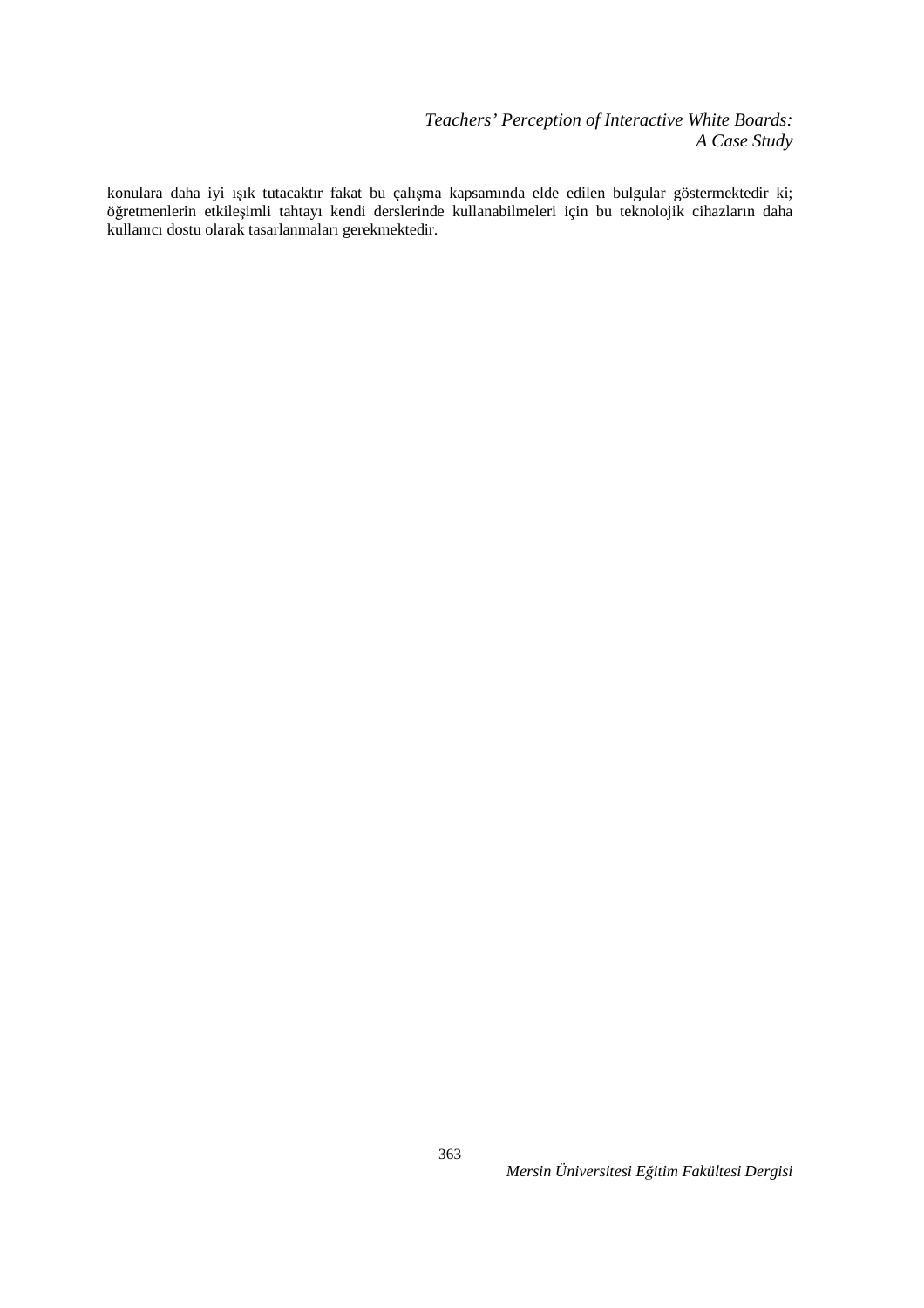konulara daha iyi ışık tutacaktır fakat bu çalışma kapsamında elde edilen bulgular göstermektedir ki; öğretmenlerin etkileşimli tahtayı kendi derslerinde kullanabilmeleri için bu teknolojik cihazların daha kullanıcı dostu olarak tasarlanmaları gerekmektedir.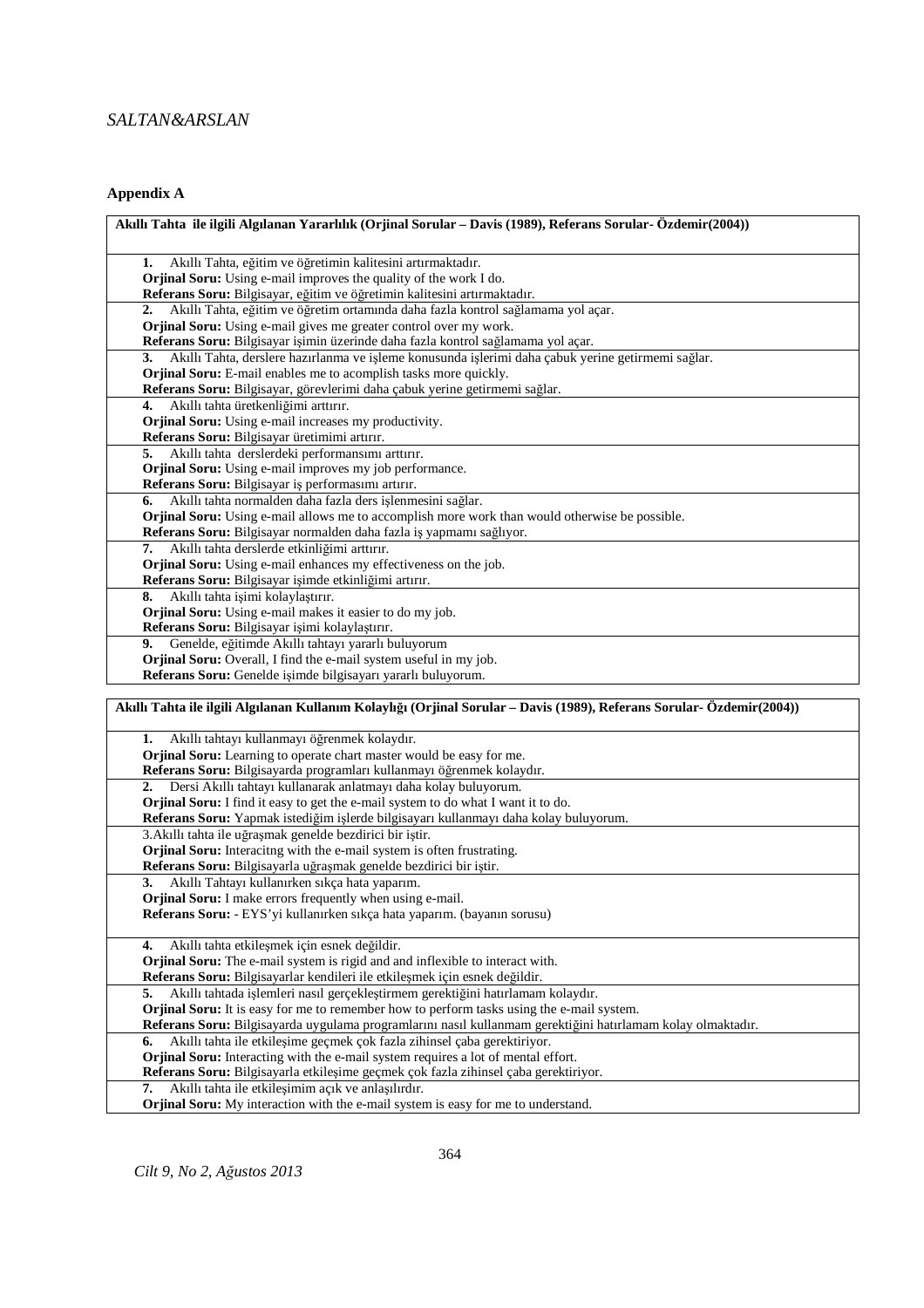## Appendix A

| **Akıllı Tahta ile ilgili Algılanan Yararlılık (Orjinal Sorular – Davis (1989), Referans Sorular- Özdemir(2004))** |
|---|
| **1.** Akıllı Tahta, eğitim ve öğretimin kalitesini artırmaktadır.<br>**Orjinal Soru:** Using e-mail improves the quality of the work I do.<br>**Referans Soru:** Bilgisayar, eğitim ve öğretimin kalitesini artırmaktadır. |
| **2.** Akıllı Tahta, eğitim ve öğretim ortamında daha fazla kontrol sağlamama yol açar.<br>**Orjinal Soru:** Using e-mail gives me greater control over my work.<br>**Referans Soru:** Bilgisayar işimin üzerinde daha fazla kontrol sağlamama yol açar. |
| **3.** Akıllı Tahta, derslere hazırlanma ve işleme konusunda işlerimi daha çabuk yerine getirmemi sağlar.<br>**Orjinal Soru:** E-mail enables me to acomplish tasks more quickly.<br>**Referans Soru:** Bilgisayar, görevlerimi daha çabuk yerine getirmemi sağlar. |
| **4.** Akıllı tahta üretkenliğimi arttırır.<br>**Orjinal Soru:** Using e-mail increases my productivity.<br>**Referans Soru:** Bilgisayar üretimimi artırır. |
| **5.** Akıllı tahta derslerdeki performansımı arttırır.<br>**Orjinal Soru:** Using e-mail improves my job performance.<br>**Referans Soru:** Bilgisayar iş performasımı artırır. |
| **6.** Akıllı tahta normalden daha fazla ders işlenmesini sağlar.<br>**Orjinal Soru:** Using e-mail allows me to accomplish more work than would otherwise be possible.<br>**Referans Soru:** Bilgisayar normalden daha fazla iş yapmamı sağlıyor. |
| **7.** Akıllı tahta derslerde etkinliğimi arttırır.<br>**Orjinal Soru:** Using e-mail enhances my effectiveness on the job.<br>**Referans Soru:** Bilgisayar işimde etkinliğimi artırır. |
| **8.** Akıllı tahta işimi kolaylaştırır.<br>**Orjinal Soru:** Using e-mail makes it easier to do my job.<br>**Referans Soru:** Bilgisayar işimi kolaylaştırır. |
| **9.** Genelde, eğitimde Akıllı tahtayı yararlı buluyorum<br>**Orjinal Soru:** Overall, I find the e-mail system useful in my job.<br>**Referans Soru:** Genelde işimde bilgisayarı yararlı buluyorum. |

| **Akıllı Tahta ile ilgili Algılanan Kullanım Kolaylığı (Orjinal Sorular – Davis (1989), Referans Sorular- Özdemir(2004))** |
|---|
| **1.** Akıllı tahtayı kullanmayı öğrenmek kolaydır.<br>**Orjinal Soru:** Learning to operate chart master would be easy for me.<br>**Referans Soru:** Bilgisayarda programları kullanmayı öğrenmek kolaydır. |
| **2.** Dersi Akıllı tahtayı kullanarak anlatmayı daha kolay buluyorum.<br>**Orjinal Soru:** I find it easy to get the e-mail system to do what I want it to do.<br>**Referans Soru:** Yapmak istediğim işlerde bilgisayarı kullanmayı daha kolay buluyorum. |
| 3.Akıllı tahta ile uğraşmak genelde bezdirici bir iştir.<br>**Orjinal Soru:** Interacitng with the e-mail system is often frustrating.<br>**Referans Soru:** Bilgisayarla uğraşmak genelde bezdirici bir iştir. |
| **3.** Akıllı Tahtayı kullanırken sıkça hata yaparım.<br>**Orjinal Soru:** I make errors frequently when using e-mail.<br>**Referans Soru:** - EYS'yi kullanırken sıkça hata yaparım. (bayanın sorusu) |
| **4.** Akıllı tahta etkileşmek için esnek değildir.<br>**Orjinal Soru:** The e-mail system is rigid and and inflexible to interact with.<br>**Referans Soru:** Bilgisayarlar kendileri ile etkileşmek için esnek değildir. |
| **5.** Akıllı tahtada işlemleri nasıl gerçekleştirmem gerektiğini hatırlamam kolaydır.<br>**Orjinal Soru:** It is easy for me to remember how to perform tasks using the e-mail system.<br>**Referans Soru:** Bilgisayarda uygulama programlarını nasıl kullanmam gerektiğini hatırlamam kolay olmaktadır. |
| **6.** Akıllı tahta ile etkileşime geçmek çok fazla zihinsel çaba gerektiriyor.<br>**Orjinal Soru:** Interacting with the e-mail system requires a lot of mental effort.<br>**Referans Soru:** Bilgisayarla etkileşime geçmek çok fazla zihinsel çaba gerektiriyor. |
| **7.** Akıllı tahta ile etkileşimim açık ve anlaşılırdır.<br>**Orjinal Soru:** My interaction with the e-mail system is easy for me to understand. |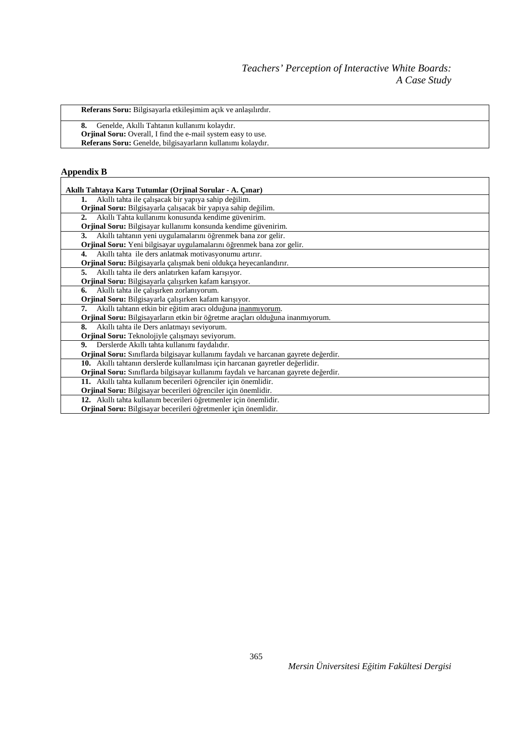| |
|---|
| **Referans Soru:** Bilgisayarla etkileşimim açık ve anlaşılırdır. |
| **8.** Genelde, Akıllı Tahtanın kullanımı kolaydır.<br>**Orjinal Soru:** Overall, I find the e-mail system easy to use.<br>**Referans Soru:** Genelde, bilgisayarların kullanımı kolaydır. |

## Appendix B

| **Akıllı Tahtaya Karşı Tutumlar (Orjinal Sorular - A. Çınar)** |
|---|
| **1.** Akıllı tahta ile çalışacak bir yapıya sahip değilim.<br>**Orjinal Soru:** Bilgisayarla çalışacak bir yapıya sahip değilim. |
| **2.** Akıllı Tahta kullanımı konusunda kendime güvenirim.<br>**Orjinal Soru:** Bilgisayar kullanımı konsunda kendime güvenirim. |
| **3.** Akıllı tahtanın yeni uygulamalarını öğrenmek bana zor gelir.<br>**Orjinal Soru:** Yeni bilgisayar uygulamalarını öğrenmek bana zor gelir. |
| **4.** Akıllı tahta ile ders anlatmak motivasyonumu artırır.<br>**Orjinal Soru:** Bilgisayarla çalışmak beni oldukça heyecanlandırır. |
| **5.** Akıllı tahta ile ders anlatırken kafam karışıyor.<br>**Orjinal Soru:** Bilgisayarla çalışırken kafam karışıyor. |
| **6.** Akıllı tahta ile çalışırken zorlanıyorum.<br>**Orjinal Soru:** Bilgisayarla çalışırken kafam karışıyor. |
| **7.** Akıllı tahtann etkin bir eğitim aracı olduğuna <u>inanmıyorum</u>.<br>**Orjinal Soru:** Bilgisayarların etkin bir öğretme araçları olduğuna inanmıyorum. |
| **8.** Akıllı tahta ile Ders anlatmayı seviyorum.<br>**Orjinal Soru:** Teknolojiyle çalışmayı seviyorum. |
| **9.** Derslerde Akıllı tahta kullanımı faydalıdır.<br>**Orjinal Soru:** Sınıflarda bilgisayar kullanımı faydalı ve harcanan gayrete değerdir. |
| **10.** Akıllı tahtanın derslerde kullanılması için harcanan gayretler değerlidir.<br>**Orjinal Soru:** Sınıflarda bilgisayar kullanımı faydalı ve harcanan gayrete değerdir. |
| **11.** Akıllı tahta kullanım becerileri öğrenciler için önemlidir.<br>**Orjinal Soru:** Bilgisayar becerileri öğrenciler için önemlidir. |
| **12.** Akıllı tahta kullanım becerileri öğretmenler için önemlidir.<br>**Orjinal Soru:** Bilgisayar becerileri öğretmenler için önemlidir. |